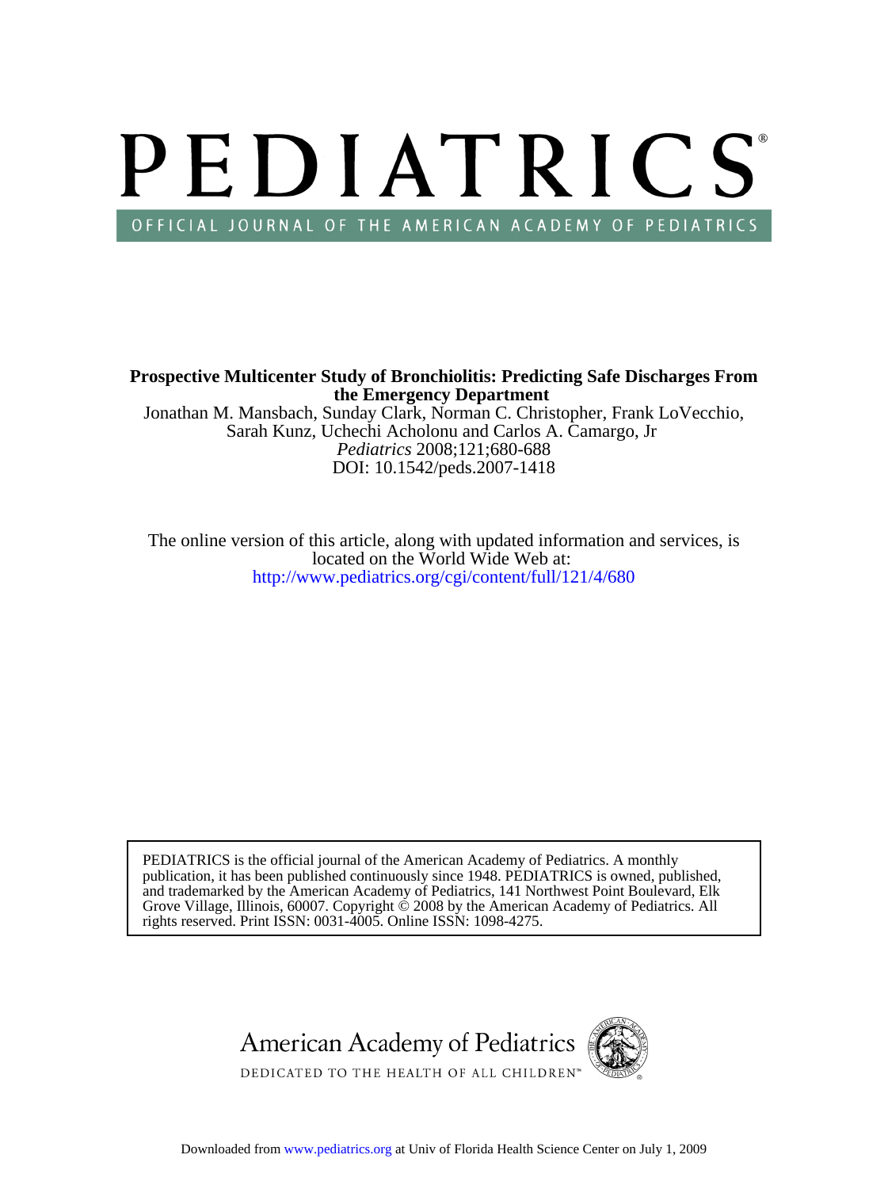# PEDIATRICS

OFFICIAL JOURNAL OF THE AMERICAN ACADEMY OF PEDIATRICS

**Prospective Multicenter Study of Bronchiolitis: Predicting Safe Discharges From the Emergency Department**

Jonathan M. Mansbach, Sunday Clark, Norman C. Christopher, Frank LoVecchio, Sarah Kunz, Uchechi Acholonu and Carlos A. Camargo, Jr

*Pediatrics* 2008;121;680-688

DOI: 10.1542/peds.2007-1418

The online version of this article, along with updated information and services, is located on the World Wide Web at:

http://www.pediatrics.org/cgi/content/full/121/4/680

PEDIATRICS is the official journal of the American Academy of Pediatrics. A monthly publication, it has been published continuously since 1948. PEDIATRICS is owned, published, and trademarked by the American Academy of Pediatrics, 141 Northwest Point Boulevard, Elk Grove Village, Illinois, 60007. Copyright © 2008 by the American Academy of Pediatrics. All rights reserved. Print ISSN: 0031-4005. Online ISSN: 1098-4275.

American Academy of Pediatrics

DEDICATED TO THE HEALTH OF ALL CHILDREN™

Downloaded from www.pediatrics.org at Univ of Florida Health Science Center on July 1, 2009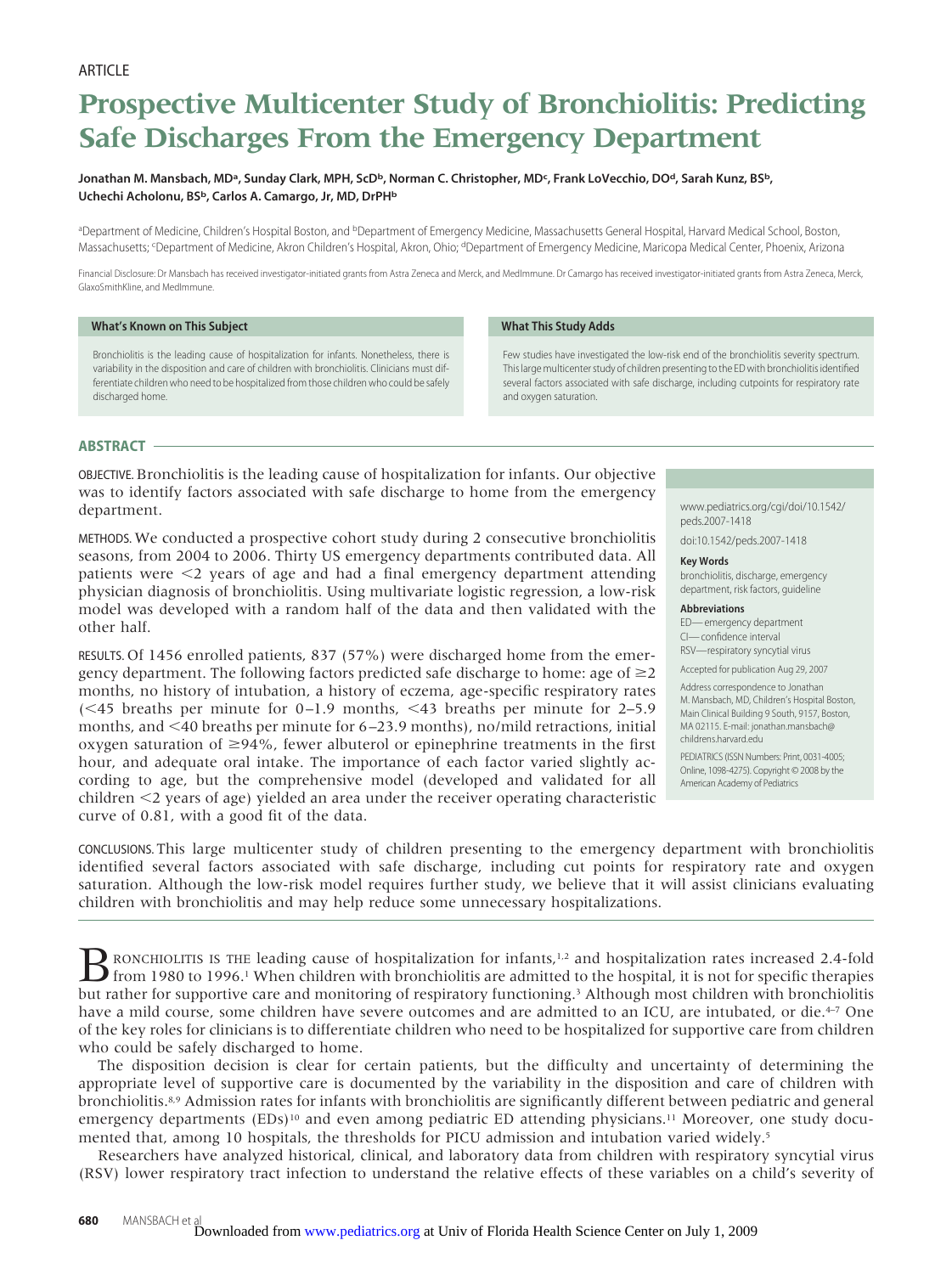ARTICLE

# Prospective Multicenter Study of Bronchiolitis: Predicting Safe Discharges From the Emergency Department

**Jonathan M. Mansbach, MD[a], Sunday Clark, MPH, ScD[b], Norman C. Christopher, MD[c], Frank LoVecchio, DO[d], Sarah Kunz, BS[b], Uchechi Acholonu, BS[b], Carlos A. Camargo, Jr, MD, DrPH[b]**

[a]Department of Medicine, Children's Hospital Boston, and [b]Department of Emergency Medicine, Massachusetts General Hospital, Harvard Medical School, Boston, Massachusetts; [c]Department of Medicine, Akron Children's Hospital, Akron, Ohio; [d]Department of Emergency Medicine, Maricopa Medical Center, Phoenix, Arizona

Financial Disclosure: Dr Mansbach has received investigator-initiated grants from Astra Zeneca and Merck, and MedImmune. Dr Camargo has received investigator-initiated grants from Astra Zeneca, Merck, GlaxoSmithKline, and MedImmune.

**What's Known on This Subject**

Bronchiolitis is the leading cause of hospitalization for infants. Nonetheless, there is variability in the disposition and care of children with bronchiolitis. Clinicians must differentiate children who need to be hospitalized from those children who could be safely discharged home.

**What This Study Adds**

Few studies have investigated the low-risk end of the bronchiolitis severity spectrum. This large multicenter study of children presenting to the ED with bronchiolitis identified several factors associated with safe discharge, including cutpoints for respiratory rate and oxygen saturation.

## ABSTRACT

OBJECTIVE. Bronchiolitis is the leading cause of hospitalization for infants. Our objective was to identify factors associated with safe discharge to home from the emergency department.

METHODS. We conducted a prospective cohort study during 2 consecutive bronchiolitis seasons, from 2004 to 2006. Thirty US emergency departments contributed data. All patients were <2 years of age and had a final emergency department attending physician diagnosis of bronchiolitis. Using multivariate logistic regression, a low-risk model was developed with a random half of the data and then validated with the other half.

RESULTS. Of 1456 enrolled patients, 837 (57%) were discharged home from the emergency department. The following factors predicted safe discharge to home: age of ≥2 months, no history of intubation, a history of eczema, age-specific respiratory rates (<45 breaths per minute for 0–1.9 months, <43 breaths per minute for 2–5.9 months, and <40 breaths per minute for 6–23.9 months), no/mild retractions, initial oxygen saturation of ≥94%, fewer albuterol or epinephrine treatments in the first hour, and adequate oral intake. The importance of each factor varied slightly according to age, but the comprehensive model (developed and validated for all children <2 years of age) yielded an area under the receiver operating characteristic curve of 0.81, with a good fit of the data.

CONCLUSIONS. This large multicenter study of children presenting to the emergency department with bronchiolitis identified several factors associated with safe discharge, including cut points for respiratory rate and oxygen saturation. Although the low-risk model requires further study, we believe that it will assist clinicians evaluating children with bronchiolitis and may help reduce some unnecessary hospitalizations.

www.pediatrics.org/cgi/doi/10.1542/peds.2007-1418

doi:10.1542/peds.2007-1418

**Key Words**

bronchiolitis, discharge, emergency department, risk factors, guideline

**Abbreviations**

ED—emergency department
CI—confidence interval
RSV—respiratory syncytial virus

Accepted for publication Aug 29, 2007

Address correspondence to Jonathan M. Mansbach, MD, Children's Hospital Boston, Main Clinical Building 9 South, 9157, Boston, MA 02115. E-mail: jonathan.mansbach@childrens.harvard.edu

PEDIATRICS (ISSN Numbers: Print, 0031-4005; Online, 1098-4275). Copyright © 2008 by the American Academy of Pediatrics

Bronchiolitis is the leading cause of hospitalization for infants,[1,2] and hospitalization rates increased 2.4-fold from 1980 to 1996.[1] When children with bronchiolitis are admitted to the hospital, it is not for specific therapies but rather for supportive care and monitoring of respiratory functioning.[3] Although most children with bronchiolitis have a mild course, some children have severe outcomes and are admitted to an ICU, are intubated, or die.[4–7] One of the key roles for clinicians is to differentiate children who need to be hospitalized for supportive care from children who could be safely discharged to home.

The disposition decision is clear for certain patients, but the difficulty and uncertainty of determining the appropriate level of supportive care is documented by the variability in the disposition and care of children with bronchiolitis.[8,9] Admission rates for infants with bronchiolitis are significantly different between pediatric and general emergency departments (EDs)[10] and even among pediatric ED attending physicians.[11] Moreover, one study documented that, among 10 hospitals, the thresholds for PICU admission and intubation varied widely.[5]

Researchers have analyzed historical, clinical, and laboratory data from children with respiratory syncytial virus (RSV) lower respiratory tract infection to understand the relative effects of these variables on a child's severity of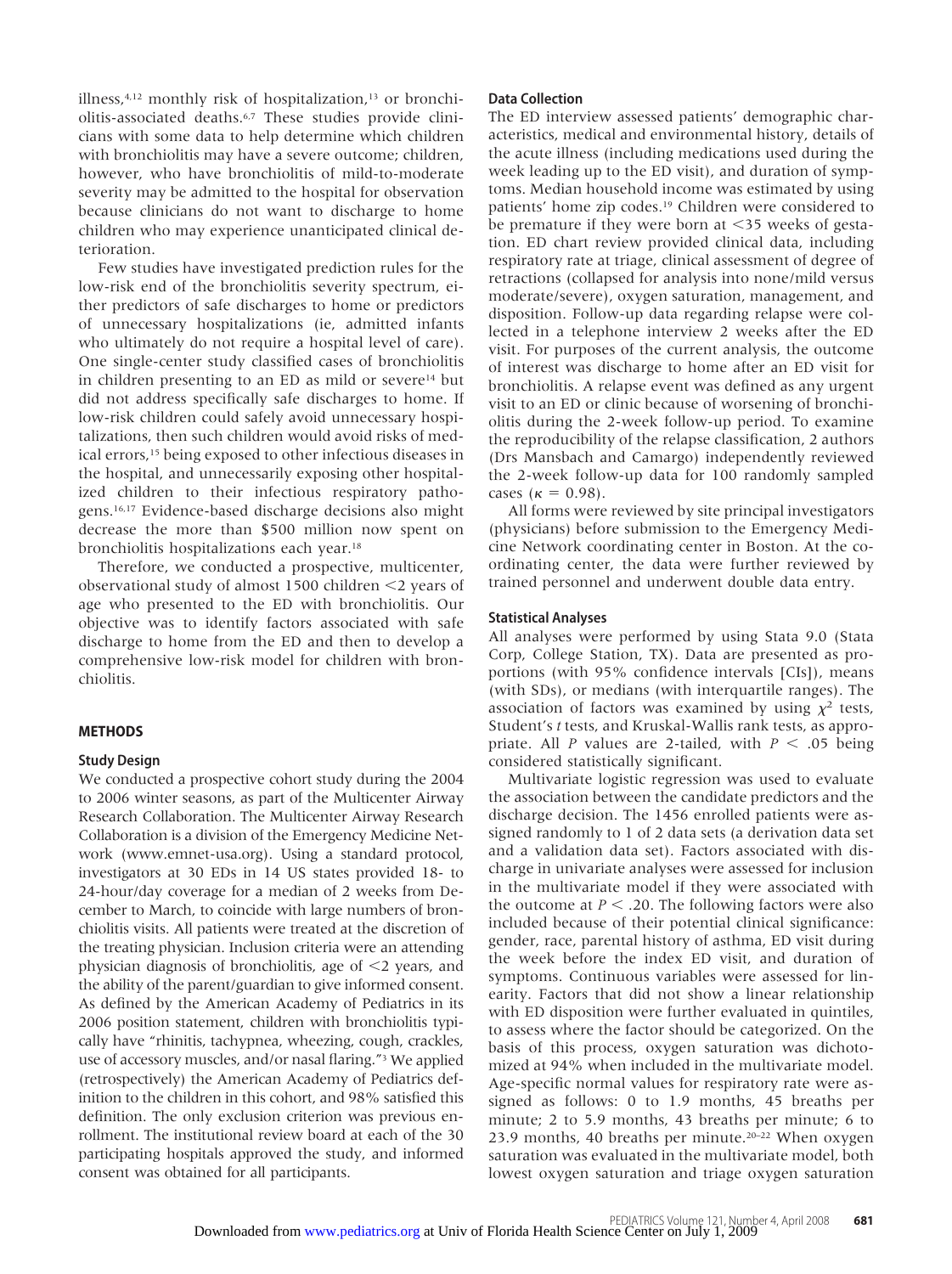illness,[4,12] monthly risk of hospitalization,[13] or bronchiolitis-associated deaths.[6,7] These studies provide clinicians with some data to help determine which children with bronchiolitis may have a severe outcome; children, however, who have bronchiolitis of mild-to-moderate severity may be admitted to the hospital for observation because clinicians do not want to discharge to home children who may experience unanticipated clinical deterioration.

Few studies have investigated prediction rules for the low-risk end of the bronchiolitis severity spectrum, either predictors of safe discharges to home or predictors of unnecessary hospitalizations (ie, admitted infants who ultimately do not require a hospital level of care). One single-center study classified cases of bronchiolitis in children presenting to an ED as mild or severe[14] but did not address specifically safe discharges to home. If low-risk children could safely avoid unnecessary hospitalizations, then such children would avoid risks of medical errors,[15] being exposed to other infectious diseases in the hospital, and unnecessarily exposing other hospitalized children to their infectious respiratory pathogens.[16,17] Evidence-based discharge decisions also might decrease the more than $500 million now spent on bronchiolitis hospitalizations each year.[18]

Therefore, we conducted a prospective, multicenter, observational study of almost 1500 children <2 years of age who presented to the ED with bronchiolitis. Our objective was to identify factors associated with safe discharge to home from the ED and then to develop a comprehensive low-risk model for children with bronchiolitis.

## METHODS

### Study Design

We conducted a prospective cohort study during the 2004 to 2006 winter seasons, as part of the Multicenter Airway Research Collaboration. The Multicenter Airway Research Collaboration is a division of the Emergency Medicine Network (www.emnet-usa.org). Using a standard protocol, investigators at 30 EDs in 14 US states provided 18- to 24-hour/day coverage for a median of 2 weeks from December to March, to coincide with large numbers of bronchiolitis visits. All patients were treated at the discretion of the treating physician. Inclusion criteria were an attending physician diagnosis of bronchiolitis, age of <2 years, and the ability of the parent/guardian to give informed consent. As defined by the American Academy of Pediatrics in its 2006 position statement, children with bronchiolitis typically have "rhinitis, tachypnea, wheezing, cough, crackles, use of accessory muscles, and/or nasal flaring."[3] We applied (retrospectively) the American Academy of Pediatrics definition to the children in this cohort, and 98% satisfied this definition. The only exclusion criterion was previous enrollment. The institutional review board at each of the 30 participating hospitals approved the study, and informed consent was obtained for all participants.

### Data Collection

The ED interview assessed patients' demographic characteristics, medical and environmental history, details of the acute illness (including medications used during the week leading up to the ED visit), and duration of symptoms. Median household income was estimated by using patients' home zip codes.[19] Children were considered to be premature if they were born at <35 weeks of gestation. ED chart review provided clinical data, including respiratory rate at triage, clinical assessment of degree of retractions (collapsed for analysis into none/mild versus moderate/severe), oxygen saturation, management, and disposition. Follow-up data regarding relapse were collected in a telephone interview 2 weeks after the ED visit. For purposes of the current analysis, the outcome of interest was discharge to home after an ED visit for bronchiolitis. A relapse event was defined as any urgent visit to an ED or clinic because of worsening of bronchiolitis during the 2-week follow-up period. To examine the reproducibility of the relapse classification, 2 authors (Drs Mansbach and Camargo) independently reviewed the 2-week follow-up data for 100 randomly sampled cases ($\kappa = 0.98$).

All forms were reviewed by site principal investigators (physicians) before submission to the Emergency Medicine Network coordinating center in Boston. At the coordinating center, the data were further reviewed by trained personnel and underwent double data entry.

### Statistical Analyses

All analyses were performed by using Stata 9.0 (Stata Corp, College Station, TX). Data are presented as proportions (with 95% confidence intervals [CIs]), means (with SDs), or medians (with interquartile ranges). The association of factors was examined by using $\chi^2$ tests, Student's *t* tests, and Kruskal-Wallis rank tests, as appropriate. All *P* values are 2-tailed, with $P < .05$ being considered statistically significant.

Multivariate logistic regression was used to evaluate the association between the candidate predictors and the discharge decision. The 1456 enrolled patients were assigned randomly to 1 of 2 data sets (a derivation data set and a validation data set). Factors associated with discharge in univariate analyses were assessed for inclusion in the multivariate model if they were associated with the outcome at $P < .20$. The following factors were also included because of their potential clinical significance: gender, race, parental history of asthma, ED visit during the week before the index ED visit, and duration of symptoms. Continuous variables were assessed for linearity. Factors that did not show a linear relationship with ED disposition were further evaluated in quintiles, to assess where the factor should be categorized. On the basis of this process, oxygen saturation was dichotomized at 94% when included in the multivariate model. Age-specific normal values for respiratory rate were assigned as follows: 0 to 1.9 months, 45 breaths per minute; 2 to 5.9 months, 43 breaths per minute; 6 to 23.9 months, 40 breaths per minute.[20–22] When oxygen saturation was evaluated in the multivariate model, both lowest oxygen saturation and triage oxygen saturation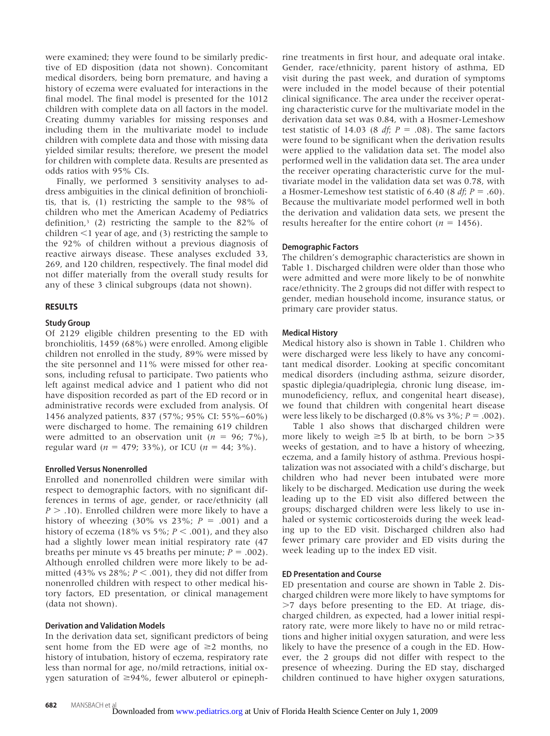were examined; they were found to be similarly predictive of ED disposition (data not shown). Concomitant medical disorders, being born premature, and having a history of eczema were evaluated for interactions in the final model. The final model is presented for the 1012 children with complete data on all factors in the model. Creating dummy variables for missing responses and including them in the multivariate model to include children with complete data and those with missing data yielded similar results; therefore, we present the model for children with complete data. Results are presented as odds ratios with 95% CIs.

Finally, we performed 3 sensitivity analyses to address ambiguities in the clinical definition of bronchiolitis, that is, (1) restricting the sample to the 98% of children who met the American Academy of Pediatrics definition,[3] (2) restricting the sample to the 82% of children <1 year of age, and (3) restricting the sample to the 92% of children without a previous diagnosis of reactive airways disease. These analyses excluded 33, 269, and 120 children, respectively. The final model did not differ materially from the overall study results for any of these 3 clinical subgroups (data not shown).

## RESULTS

### Study Group

Of 2129 eligible children presenting to the ED with bronchiolitis, 1459 (68%) were enrolled. Among eligible children not enrolled in the study, 89% were missed by the site personnel and 11% were missed for other reasons, including refusal to participate. Two patients who left against medical advice and 1 patient who did not have disposition recorded as part of the ED record or in administrative records were excluded from analysis. Of 1456 analyzed patients, 837 (57%; 95% CI: 55%–60%) were discharged to home. The remaining 619 children were admitted to an observation unit ($n$ = 96; 7%), regular ward ($n$ = 479; 33%), or ICU ($n$ = 44; 3%).

### Enrolled Versus Nonenrolled

Enrolled and nonenrolled children were similar with respect to demographic factors, with no significant differences in terms of age, gender, or race/ethnicity (all $P$ > .10). Enrolled children were more likely to have a history of wheezing (30% vs 23%; $P$ = .001) and a history of eczema (18% vs 5%; $P$ < .001), and they also had a slightly lower mean initial respiratory rate (47 breaths per minute vs 45 breaths per minute; $P$ = .002). Although enrolled children were more likely to be admitted (43% vs 28%; $P$ < .001), they did not differ from nonenrolled children with respect to other medical history factors, ED presentation, or clinical management (data not shown).

### Derivation and Validation Models

In the derivation data set, significant predictors of being sent home from the ED were age of ≥2 months, no history of intubation, history of eczema, respiratory rate less than normal for age, no/mild retractions, initial oxygen saturation of ≥94%, fewer albuterol or epinephrine treatments in first hour, and adequate oral intake. Gender, race/ethnicity, parent history of asthma, ED visit during the past week, and duration of symptoms were included in the model because of their potential clinical significance. The area under the receiver operating characteristic curve for the multivariate model in the derivation data set was 0.84, with a Hosmer-Lemeshow test statistic of 14.03 (8 *df*; $P$ = .08). The same factors were found to be significant when the derivation results were applied to the validation data set. The model also performed well in the validation data set. The area under the receiver operating characteristic curve for the multivariate model in the validation data set was 0.78, with a Hosmer-Lemeshow test statistic of 6.40 (8 *df*; $P$ = .60). Because the multivariate model performed well in both the derivation and validation data sets, we present the results hereafter for the entire cohort ($n$ = 1456).

### Demographic Factors

The children's demographic characteristics are shown in Table 1. Discharged children were older than those who were admitted and were more likely to be of nonwhite race/ethnicity. The 2 groups did not differ with respect to gender, median household income, insurance status, or primary care provider status.

### Medical History

Medical history also is shown in Table 1. Children who were discharged were less likely to have any concomitant medical disorder. Looking at specific concomitant medical disorders (including asthma, seizure disorder, spastic diplegia/quadriplegia, chronic lung disease, immunodeficiency, reflux, and congenital heart disease), we found that children with congenital heart disease were less likely to be discharged (0.8% vs 3%; $P$ = .002).

Table 1 also shows that discharged children were more likely to weigh ≥5 lb at birth, to be born >35 weeks of gestation, and to have a history of wheezing, eczema, and a family history of asthma. Previous hospitalization was not associated with a child's discharge, but children who had never been intubated were more likely to be discharged. Medication use during the week leading up to the ED visit also differed between the groups; discharged children were less likely to use inhaled or systemic corticosteroids during the week leading up to the ED visit. Discharged children also had fewer primary care provider and ED visits during the week leading up to the index ED visit.

### ED Presentation and Course

ED presentation and course are shown in Table 2. Discharged children were more likely to have symptoms for >7 days before presenting to the ED. At triage, discharged children, as expected, had a lower initial respiratory rate, were more likely to have no or mild retractions and higher initial oxygen saturation, and were less likely to have the presence of a cough in the ED. However, the 2 groups did not differ with respect to the presence of wheezing. During the ED stay, discharged children continued to have higher oxygen saturations,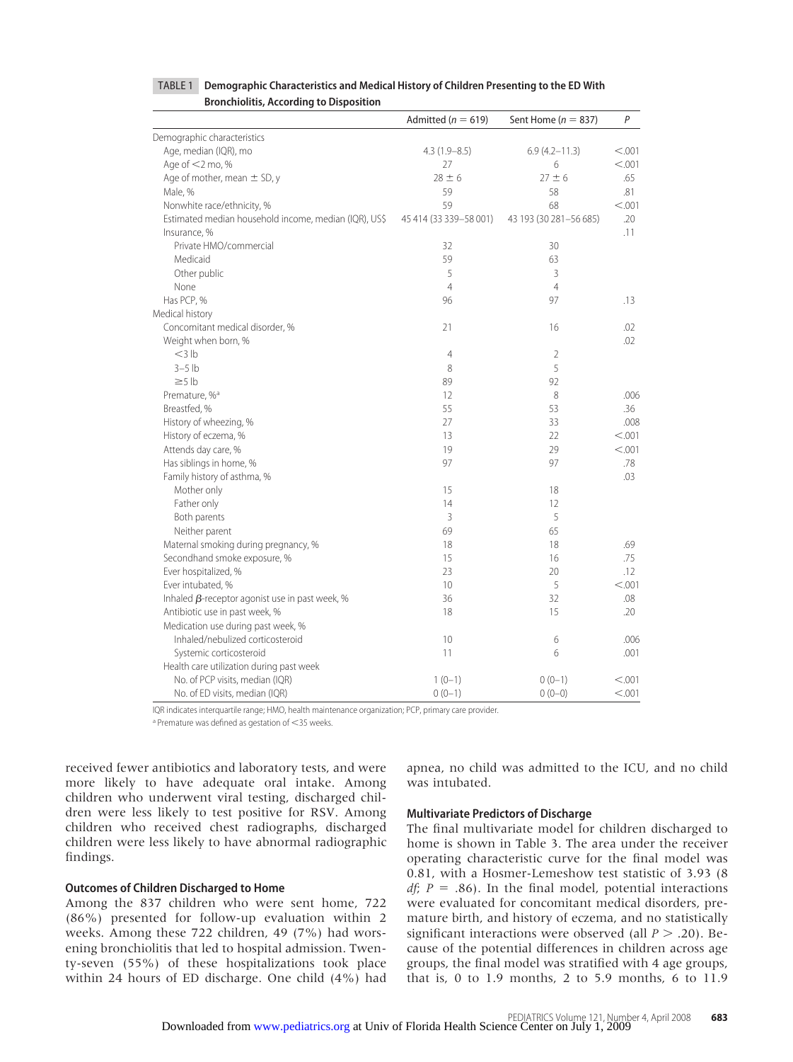**TABLE 1 Demographic Characteristics and Medical History of Children Presenting to the ED With Bronchiolitis, According to Disposition**

| | Admitted ($n$ = 619) | Sent Home ($n$ = 837) | $P$ |
|---|---|---|---|
| Demographic characteristics | | | |
| Age, median (IQR), mo | 4.3 (1.9–8.5) | 6.9 (4.2–11.3) | <.001 |
| Age of <2 mo, % | 27 | 6 | <.001 |
| Age of mother, mean ± SD, y | 28 ± 6 | 27 ± 6 | .65 |
| Male, % | 59 | 58 | .81 |
| Nonwhite race/ethnicity, % | 59 | 68 | <.001 |
| Estimated median household income, median (IQR), US$ | 45 414 (33 339–58 001) | 43 193 (30 281–56 685) | .20 |
| Insurance, % | | | .11 |
| Private HMO/commercial | 32 | 30 | |
| Medicaid | 59 | 63 | |
| Other public | 5 | 3 | |
| None | 4 | 4 | |
| Has PCP, % | 96 | 97 | .13 |
| Medical history | | | |
| Concomitant medical disorder, % | 21 | 16 | .02 |
| Weight when born, % | | | .02 |
| <3 lb | 4 | 2 | |
| 3–5 lb | 8 | 5 | |
| ≥5 lb | 89 | 92 | |
| Premature, %[a] | 12 | 8 | .006 |
| Breastfed, % | 55 | 53 | .36 |
| History of wheezing, % | 27 | 33 | .008 |
| History of eczema, % | 13 | 22 | <.001 |
| Attends day care, % | 19 | 29 | <.001 |
| Has siblings in home, % | 97 | 97 | .78 |
| Family history of asthma, % | | | .03 |
| Mother only | 15 | 18 | |
| Father only | 14 | 12 | |
| Both parents | 3 | 5 | |
| Neither parent | 69 | 65 | |
| Maternal smoking during pregnancy, % | 18 | 18 | .69 |
| Secondhand smoke exposure, % | 15 | 16 | .75 |
| Ever hospitalized, % | 23 | 20 | .12 |
| Ever intubated, % | 10 | 5 | <.001 |
| Inhaled $\beta$-receptor agonist use in past week, % | 36 | 32 | .08 |
| Antibiotic use in past week, % | 18 | 15 | .20 |
| Medication use during past week, % | | | |
| Inhaled/nebulized corticosteroid | 10 | 6 | .006 |
| Systemic corticosteroid | 11 | 6 | .001 |
| Health care utilization during past week | | | |
| No. of PCP visits, median (IQR) | 1 (0–1) | 0 (0–1) | <.001 |
| No. of ED visits, median (IQR) | 0 (0–1) | 0 (0–0) | <.001 |

IQR indicates interquartile range; HMO, health maintenance organization; PCP, primary care provider.

[a] Premature was defined as gestation of <35 weeks.

received fewer antibiotics and laboratory tests, and were more likely to have adequate oral intake. Among children who underwent viral testing, discharged children were less likely to test positive for RSV. Among children who received chest radiographs, discharged children were less likely to have abnormal radiographic findings.

### Outcomes of Children Discharged to Home

Among the 837 children who were sent home, 722 (86%) presented for follow-up evaluation within 2 weeks. Among these 722 children, 49 (7%) had worsening bronchiolitis that led to hospital admission. Twenty-seven (55%) of these hospitalizations took place within 24 hours of ED discharge. One child (4%) had apnea, no child was admitted to the ICU, and no child was intubated.

### Multivariate Predictors of Discharge

The final multivariate model for children discharged to home is shown in Table 3. The area under the receiver operating characteristic curve for the final model was 0.81, with a Hosmer-Lemeshow test statistic of 3.93 (8 *df*; $P$ = .86). In the final model, potential interactions were evaluated for concomitant medical disorders, premature birth, and history of eczema, and no statistically significant interactions were observed (all $P$ > .20). Because of the potential differences in children across age groups, the final model was stratified with 4 age groups, that is, 0 to 1.9 months, 2 to 5.9 months, 6 to 11.9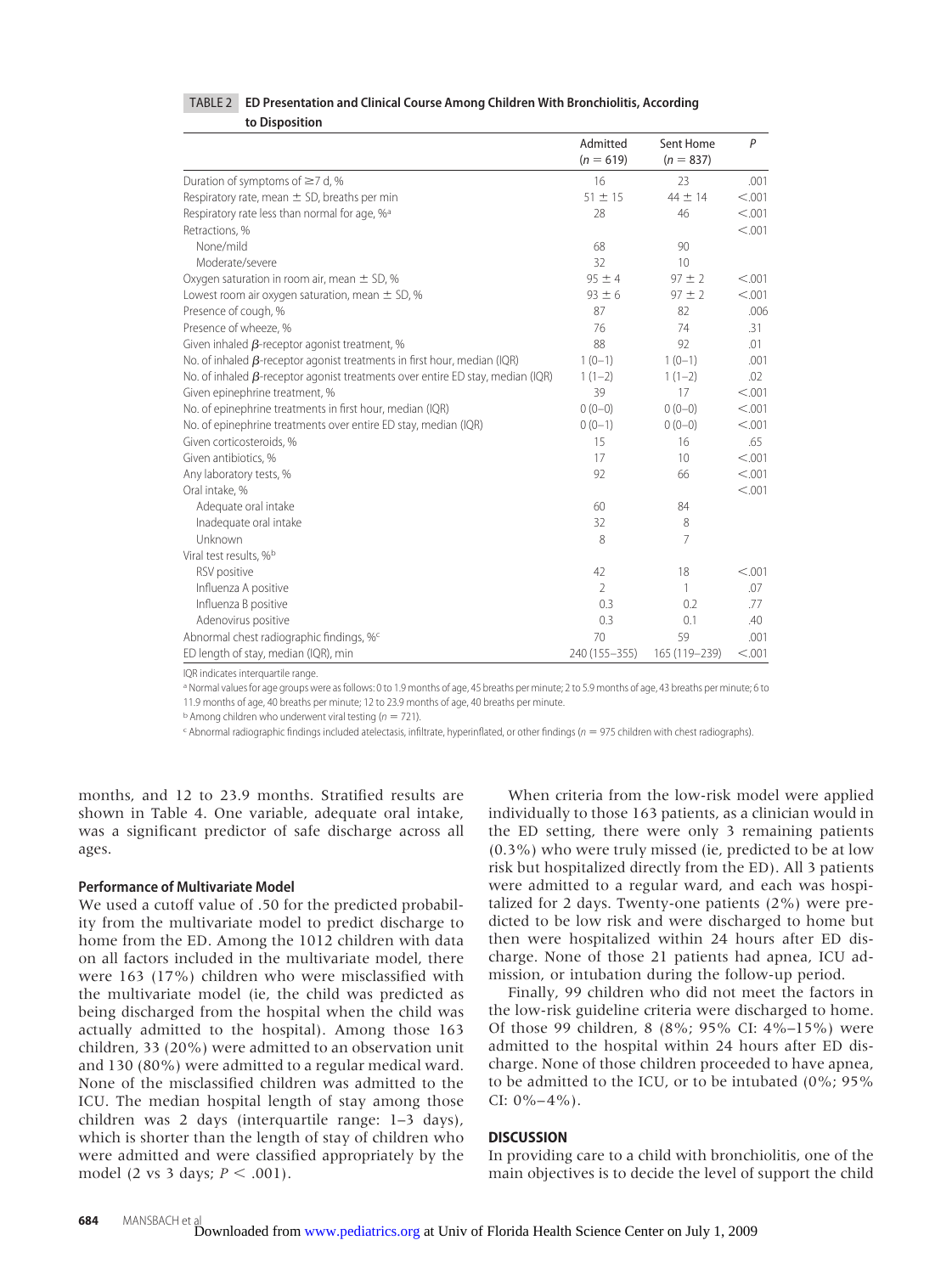TABLE 2 **ED Presentation and Clinical Course Among Children With Bronchiolitis, According to Disposition**

| | Admitted ($n = 619$) | Sent Home ($n = 837$) | $P$ |
|---|---|---|---|
| Duration of symptoms of ≥7 d, % | 16 | 23 | .001 |
| Respiratory rate, mean ± SD, breaths per min | 51 ± 15 | 44 ± 14 | <.001 |
| Respiratory rate less than normal for age, %[a] | 28 | 46 | <.001 |
| Retractions, % | | | <.001 |
| None/mild | 68 | 90 | |
| Moderate/severe | 32 | 10 | |
| Oxygen saturation in room air, mean ± SD, % | 95 ± 4 | 97 ± 2 | <.001 |
| Lowest room air oxygen saturation, mean ± SD, % | 93 ± 6 | 97 ± 2 | <.001 |
| Presence of cough, % | 87 | 82 | .006 |
| Presence of wheeze, % | 76 | 74 | .31 |
| Given inhaled $\beta$-receptor agonist treatment, % | 88 | 92 | .01 |
| No. of inhaled $\beta$-receptor agonist treatments in first hour, median (IQR) | 1 (0–1) | 1 (0–1) | .001 |
| No. of inhaled $\beta$-receptor agonist treatments over entire ED stay, median (IQR) | 1 (1–2) | 1 (1–2) | .02 |
| Given epinephrine treatment, % | 39 | 17 | <.001 |
| No. of epinephrine treatments in first hour, median (IQR) | 0 (0–0) | 0 (0–0) | <.001 |
| No. of epinephrine treatments over entire ED stay, median (IQR) | 0 (0–1) | 0 (0–0) | <.001 |
| Given corticosteroids, % | 15 | 16 | .65 |
| Given antibiotics, % | 17 | 10 | <.001 |
| Any laboratory tests, % | 92 | 66 | <.001 |
| Oral intake, % | | | <.001 |
| Adequate oral intake | 60 | 84 | |
| Inadequate oral intake | 32 | 8 | |
| Unknown | 8 | 7 | |
| Viral test results, %[b] | | | |
| RSV positive | 42 | 18 | <.001 |
| Influenza A positive | 2 | 1 | .07 |
| Influenza B positive | 0.3 | 0.2 | .77 |
| Adenovirus positive | 0.3 | 0.1 | .40 |
| Abnormal chest radiographic findings, %[c] | 70 | 59 | .001 |
| ED length of stay, median (IQR), min | 240 (155–355) | 165 (119–239) | <.001 |

IQR indicates interquartile range.

[a] Normal values for age groups were as follows: 0 to 1.9 months of age, 45 breaths per minute; 2 to 5.9 months of age, 43 breaths per minute; 6 to 11.9 months of age, 40 breaths per minute; 12 to 23.9 months of age, 40 breaths per minute.

[b] Among children who underwent viral testing ($n = 721$).

[c] Abnormal radiographic findings included atelectasis, infiltrate, hyperinflated, or other findings ($n = 975$ children with chest radiographs).

months, and 12 to 23.9 months. Stratified results are shown in Table 4. One variable, adequate oral intake, was a significant predictor of safe discharge across all ages.

### Performance of Multivariate Model

We used a cutoff value of .50 for the predicted probability from the multivariate model to predict discharge to home from the ED. Among the 1012 children with data on all factors included in the multivariate model, there were 163 (17%) children who were misclassified with the multivariate model (ie, the child was predicted as being discharged from the hospital when the child was actually admitted to the hospital). Among those 163 children, 33 (20%) were admitted to an observation unit and 130 (80%) were admitted to a regular medical ward. None of the misclassified children was admitted to the ICU. The median hospital length of stay among those children was 2 days (interquartile range: 1–3 days), which is shorter than the length of stay of children who were admitted and were classified appropriately by the model (2 vs 3 days; $P < .001$).

When criteria from the low-risk model were applied individually to those 163 patients, as a clinician would in the ED setting, there were only 3 remaining patients (0.3%) who were truly missed (ie, predicted to be at low risk but hospitalized directly from the ED). All 3 patients were admitted to a regular ward, and each was hospitalized for 2 days. Twenty-one patients (2%) were predicted to be low risk and were discharged to home but then were hospitalized within 24 hours after ED discharge. None of those 21 patients had apnea, ICU admission, or intubation during the follow-up period.

Finally, 99 children who did not meet the factors in the low-risk guideline criteria were discharged to home. Of those 99 children, 8 (8%; 95% CI: 4%–15%) were admitted to the hospital within 24 hours after ED discharge. None of those children proceeded to have apnea, to be admitted to the ICU, or to be intubated (0%; 95% CI: 0%–4%).

## DISCUSSION

In providing care to a child with bronchiolitis, one of the main objectives is to decide the level of support the child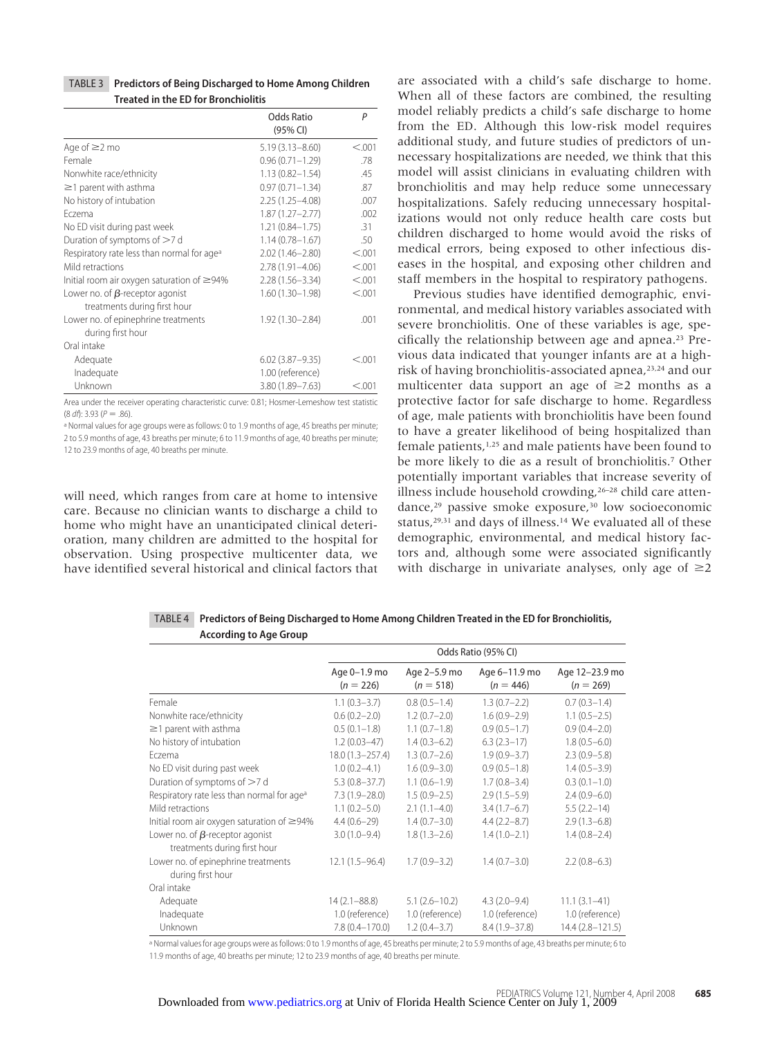**TABLE 3 Predictors of Being Discharged to Home Among Children Treated in the ED for Bronchiolitis**

| | Odds Ratio (95% CI) | P |
|---|---|---|
| Age of ≥2 mo | 5.19 (3.13–8.60) | <.001 |
| Female | 0.96 (0.71–1.29) | .78 |
| Nonwhite race/ethnicity | 1.13 (0.82–1.54) | .45 |
| ≥1 parent with asthma | 0.97 (0.71–1.34) | .87 |
| No history of intubation | 2.25 (1.25–4.08) | .007 |
| Eczema | 1.87 (1.27–2.77) | .002 |
| No ED visit during past week | 1.21 (0.84–1.75) | .31 |
| Duration of symptoms of >7 d | 1.14 (0.78–1.67) | .50 |
| Respiratory rate less than normal for age[a] | 2.02 (1.46–2.80) | <.001 |
| Mild retractions | 2.78 (1.91–4.06) | <.001 |
| Initial room air oxygen saturation of ≥94% | 2.28 (1.56–3.34) | <.001 |
| Lower no. of β-receptor agonist treatments during first hour | 1.60 (1.30–1.98) | <.001 |
| Lower no. of epinephrine treatments during first hour | 1.92 (1.30–2.84) | .001 |
| Oral intake | | |
| Adequate | 6.02 (3.87–9.35) | <.001 |
| Inadequate | 1.00 (reference) | |
| Unknown | 3.80 (1.89–7.63) | <.001 |

Area under the receiver operating characteristic curve: 0.81; Hosmer-Lemeshow test statistic (8 *df*): 3.93 ($P = .86$).

[a] Normal values for age groups were as follows: 0 to 1.9 months of age, 45 breaths per minute; 2 to 5.9 months of age, 43 breaths per minute; 6 to 11.9 months of age, 40 breaths per minute; 12 to 23.9 months of age, 40 breaths per minute.

will need, which ranges from care at home to intensive care. Because no clinician wants to discharge a child to home who might have an unanticipated clinical deterioration, many children are admitted to the hospital for observation. Using prospective multicenter data, we have identified several historical and clinical factors that are associated with a child's safe discharge to home. When all of these factors are combined, the resulting model reliably predicts a child's safe discharge to home from the ED. Although this low-risk model requires additional study, and future studies of predictors of unnecessary hospitalizations are needed, we think that this model will assist clinicians in evaluating children with bronchiolitis and may help reduce some unnecessary hospitalizations. Safely reducing unnecessary hospitalizations would not only reduce health care costs but children discharged to home would avoid the risks of medical errors, being exposed to other infectious diseases in the hospital, and exposing other children and staff members in the hospital to respiratory pathogens.

Previous studies have identified demographic, environmental, and medical history variables associated with severe bronchiolitis. One of these variables is age, specifically the relationship between age and apnea.[23] Previous data indicated that younger infants are at a high-risk of having bronchiolitis-associated apnea,[23,24] and our multicenter data support an age of ≥2 months as a protective factor for safe discharge to home. Regardless of age, male patients with bronchiolitis have been found to have a greater likelihood of being hospitalized than female patients,[1,25] and male patients have been found to be more likely to die as a result of bronchiolitis.[7] Other potentially important variables that increase severity of illness include household crowding,[26–28] child care attendance,[29] passive smoke exposure,[30] low socioeconomic status,[29,31] and days of illness.[14] We evaluated all of these demographic, environmental, and medical history factors and, although some were associated significantly with discharge in univariate analyses, only age of ≥2

**TABLE 4 Predictors of Being Discharged to Home Among Children Treated in the ED for Bronchiolitis, According to Age Group**

| | Odds Ratio (95% CI) | | | |
|---|---|---|---|---|
| | Age 0–1.9 mo ($n = 226$) | Age 2–5.9 mo ($n = 518$) | Age 6–11.9 mo ($n = 446$) | Age 12–23.9 mo ($n = 269$) |
| Female | 1.1 (0.3–3.7) | 0.8 (0.5–1.4) | 1.3 (0.7–2.2) | 0.7 (0.3–1.4) |
| Nonwhite race/ethnicity | 0.6 (0.2–2.0) | 1.2 (0.7–2.0) | 1.6 (0.9–2.9) | 1.1 (0.5–2.5) |
| ≥1 parent with asthma | 0.5 (0.1–1.8) | 1.1 (0.7–1.8) | 0.9 (0.5–1.7) | 0.9 (0.4–2.0) |
| No history of intubation | 1.2 (0.03–47) | 1.4 (0.3–6.2) | 6.3 (2.3–17) | 1.8 (0.5–6.0) |
| Eczema | 18.0 (1.3–257.4) | 1.3 (0.7–2.6) | 1.9 (0.9–3.7) | 2.3 (0.9–5.8) |
| No ED visit during past week | 1.0 (0.2–4.1) | 1.6 (0.9–3.0) | 0.9 (0.5–1.8) | 1.4 (0.5–3.9) |
| Duration of symptoms of >7 d | 5.3 (0.8–37.7) | 1.1 (0.6–1.9) | 1.7 (0.8–3.4) | 0.3 (0.1–1.0) |
| Respiratory rate less than normal for age[a] | 7.3 (1.9–28.0) | 1.5 (0.9–2.5) | 2.9 (1.5–5.9) | 2.4 (0.9–6.0) |
| Mild retractions | 1.1 (0.2–5.0) | 2.1 (1.1–4.0) | 3.4 (1.7–6.7) | 5.5 (2.2–14) |
| Initial room air oxygen saturation of ≥94% | 4.4 (0.6–29) | 1.4 (0.7–3.0) | 4.4 (2.2–8.7) | 2.9 (1.3–6.8) |
| Lower no. of β-receptor agonist treatments during first hour | 3.0 (1.0–9.4) | 1.8 (1.3–2.6) | 1.4 (1.0–2.1) | 1.4 (0.8–2.4) |
| Lower no. of epinephrine treatments during first hour | 12.1 (1.5–96.4) | 1.7 (0.9–3.2) | 1.4 (0.7–3.0) | 2.2 (0.8–6.3) |
| Oral intake | | | | |
| Adequate | 14 (2.1–88.8) | 5.1 (2.6–10.2) | 4.3 (2.0–9.4) | 11.1 (3.1–41) |
| Inadequate | 1.0 (reference) | 1.0 (reference) | 1.0 (reference) | 1.0 (reference) |
| Unknown | 7.8 (0.4–170.0) | 1.2 (0.4–3.7) | 8.4 (1.9–37.8) | 14.4 (2.8–121.5) |

[a] Normal values for age groups were as follows: 0 to 1.9 months of age, 45 breaths per minute; 2 to 5.9 months of age, 43 breaths per minute; 6 to 11.9 months of age, 40 breaths per minute; 12 to 23.9 months of age, 40 breaths per minute.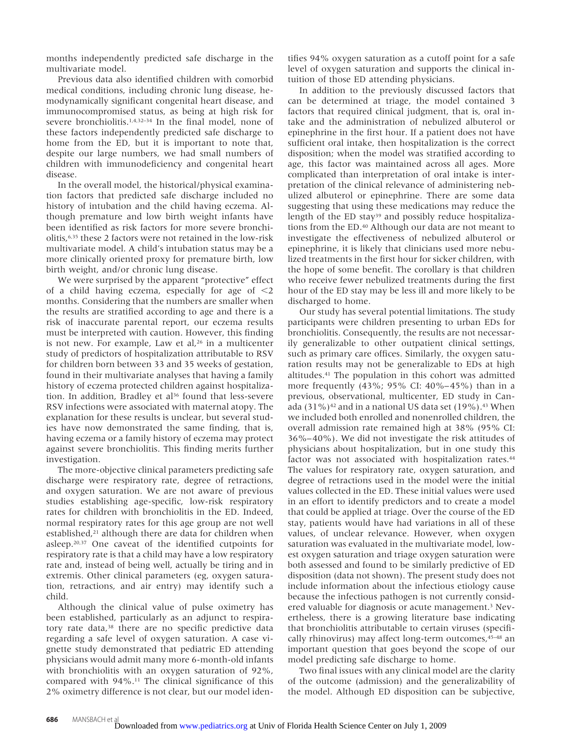months independently predicted safe discharge in the multivariate model.

Previous data also identified children with comorbid medical conditions, including chronic lung disease, hemodynamically significant congenital heart disease, and immunocompromised status, as being at high risk for severe bronchiolitis.[1,4,32–34] In the final model, none of these factors independently predicted safe discharge to home from the ED, but it is important to note that, despite our large numbers, we had small numbers of children with immunodeficiency and congenital heart disease.

In the overall model, the historical/physical examination factors that predicted safe discharge included no history of intubation and the child having eczema. Although premature and low birth weight infants have been identified as risk factors for more severe bronchiolitis,[6,35] these 2 factors were not retained in the low-risk multivariate model. A child's intubation status may be a more clinically oriented proxy for premature birth, low birth weight, and/or chronic lung disease.

We were surprised by the apparent "protective" effect of a child having eczema, especially for age of <2 months. Considering that the numbers are smaller when the results are stratified according to age and there is a risk of inaccurate parental report, our eczema results must be interpreted with caution. However, this finding is not new. For example, Law et al,[26] in a multicenter study of predictors of hospitalization attributable to RSV for children born between 33 and 35 weeks of gestation, found in their multivariate analyses that having a family history of eczema protected children against hospitalization. In addition, Bradley et al[36] found that less-severe RSV infections were associated with maternal atopy. The explanation for these results is unclear, but several studies have now demonstrated the same finding, that is, having eczema or a family history of eczema may protect against severe bronchiolitis. This finding merits further investigation.

The more-objective clinical parameters predicting safe discharge were respiratory rate, degree of retractions, and oxygen saturation. We are not aware of previous studies establishing age-specific, low-risk respiratory rates for children with bronchiolitis in the ED. Indeed, normal respiratory rates for this age group are not well established,[21] although there are data for children when asleep.[20,37] One caveat of the identified cutpoints for respiratory rate is that a child may have a low respiratory rate and, instead of being well, actually be tiring and in extremis. Other clinical parameters (eg, oxygen saturation, retractions, and air entry) may identify such a child.

Although the clinical value of pulse oximetry has been established, particularly as an adjunct to respiratory rate data,[38] there are no specific predictive data regarding a safe level of oxygen saturation. A case vignette study demonstrated that pediatric ED attending physicians would admit many more 6-month-old infants with bronchiolitis with an oxygen saturation of 92%, compared with 94%.[11] The clinical significance of this 2% oximetry difference is not clear, but our model identifies 94% oxygen saturation as a cutoff point for a safe level of oxygen saturation and supports the clinical intuition of those ED attending physicians.

In addition to the previously discussed factors that can be determined at triage, the model contained 3 factors that required clinical judgment, that is, oral intake and the administration of nebulized albuterol or epinephrine in the first hour. If a patient does not have sufficient oral intake, then hospitalization is the correct disposition; when the model was stratified according to age, this factor was maintained across all ages. More complicated than interpretation of oral intake is interpretation of the clinical relevance of administering nebulized albuterol or epinephrine. There are some data suggesting that using these medications may reduce the length of the ED stay[39] and possibly reduce hospitalizations from the ED.[40] Although our data are not meant to investigate the effectiveness of nebulized albuterol or epinephrine, it is likely that clinicians used more nebulized treatments in the first hour for sicker children, with the hope of some benefit. The corollary is that children who receive fewer nebulized treatments during the first hour of the ED stay may be less ill and more likely to be discharged to home.

Our study has several potential limitations. The study participants were children presenting to urban EDs for bronchiolitis. Consequently, the results are not necessarily generalizable to other outpatient clinical settings, such as primary care offices. Similarly, the oxygen saturation results may not be generalizable to EDs at high altitudes.[41] The population in this cohort was admitted more frequently (43%; 95% CI: 40%–45%) than in a previous, observational, multicenter, ED study in Canada (31%)[42] and in a national US data set (19%).[43] When we included both enrolled and nonenrolled children, the overall admission rate remained high at 38% (95% CI: 36%–40%). We did not investigate the risk attitudes of physicians about hospitalization, but in one study this factor was not associated with hospitalization rates.[44] The values for respiratory rate, oxygen saturation, and degree of retractions used in the model were the initial values collected in the ED. These initial values were used in an effort to identify predictors and to create a model that could be applied at triage. Over the course of the ED stay, patients would have had variations in all of these values, of unclear relevance. However, when oxygen saturation was evaluated in the multivariate model, lowest oxygen saturation and triage oxygen saturation were both assessed and found to be similarly predictive of ED disposition (data not shown). The present study does not include information about the infectious etiology cause because the infectious pathogen is not currently considered valuable for diagnosis or acute management.[3] Nevertheless, there is a growing literature base indicating that bronchiolitis attributable to certain viruses (specifically rhinovirus) may affect long-term outcomes,[45–48] an important question that goes beyond the scope of our model predicting safe discharge to home.

Two final issues with any clinical model are the clarity of the outcome (admission) and the generalizability of the model. Although ED disposition can be subjective,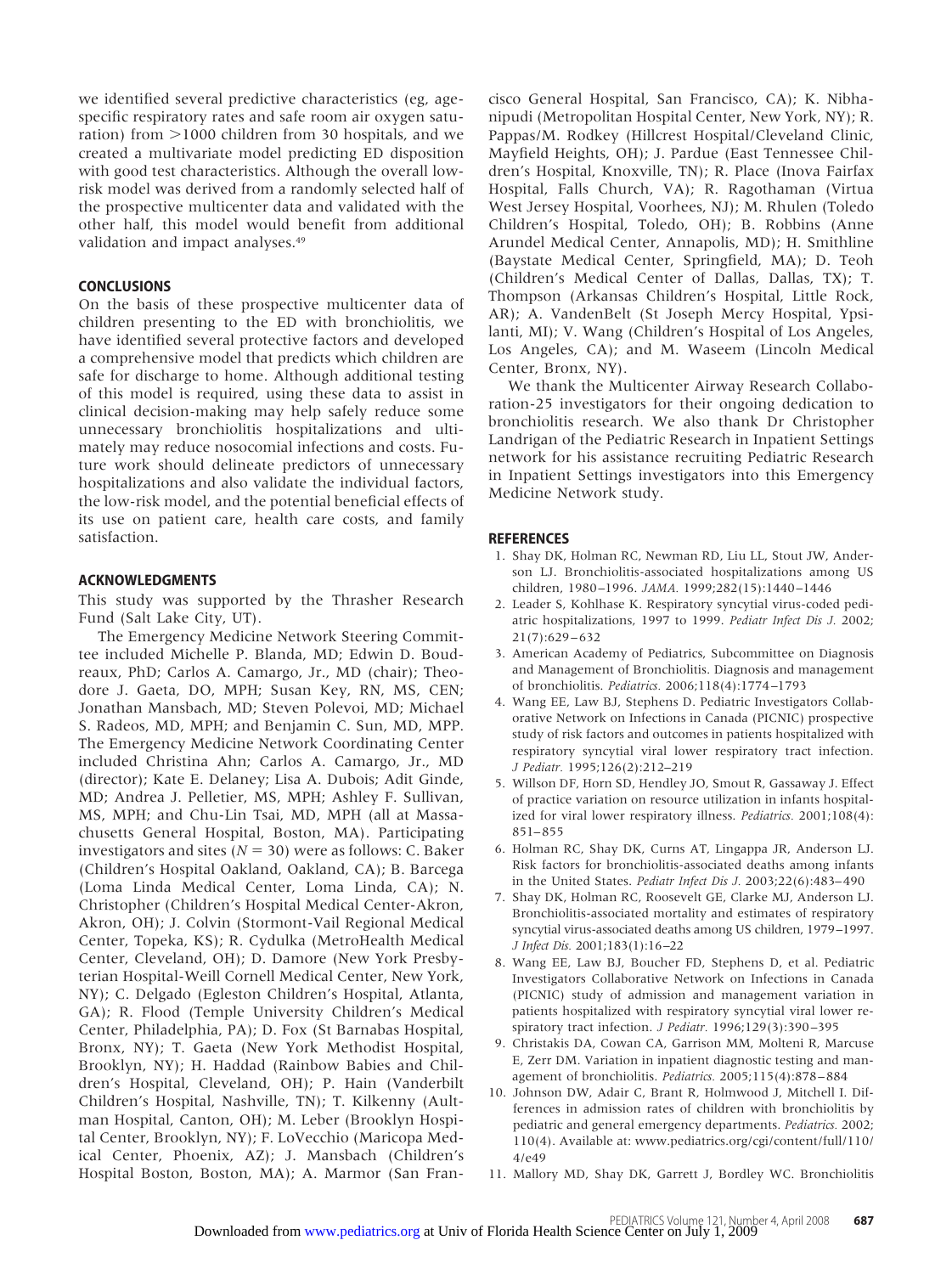we identified several predictive characteristics (eg, age-specific respiratory rates and safe room air oxygen saturation) from >1000 children from 30 hospitals, and we created a multivariate model predicting ED disposition with good test characteristics. Although the overall low-risk model was derived from a randomly selected half of the prospective multicenter data and validated with the other half, this model would benefit from additional validation and impact analyses.[49]

## CONCLUSIONS

On the basis of these prospective multicenter data of children presenting to the ED with bronchiolitis, we have identified several protective factors and developed a comprehensive model that predicts which children are safe for discharge to home. Although additional testing of this model is required, using these data to assist in clinical decision-making may help safely reduce some unnecessary bronchiolitis hospitalizations and ultimately may reduce nosocomial infections and costs. Future work should delineate predictors of unnecessary hospitalizations and also validate the individual factors, the low-risk model, and the potential beneficial effects of its use on patient care, health care costs, and family satisfaction.

## ACKNOWLEDGMENTS

This study was supported by the Thrasher Research Fund (Salt Lake City, UT).

The Emergency Medicine Network Steering Committee included Michelle P. Blanda, MD; Edwin D. Boudreaux, PhD; Carlos A. Camargo, Jr., MD (chair); Theodore J. Gaeta, DO, MPH; Susan Key, RN, MS, CEN; Jonathan Mansbach, MD; Steven Polevoi, MD; Michael S. Radeos, MD, MPH; and Benjamin C. Sun, MD, MPP. The Emergency Medicine Network Coordinating Center included Christina Ahn; Carlos A. Camargo, Jr., MD (director); Kate E. Delaney; Lisa A. Dubois; Adit Ginde, MD; Andrea J. Pelletier, MS, MPH; Ashley F. Sullivan, MS, MPH; and Chu-Lin Tsai, MD, MPH (all at Massachusetts General Hospital, Boston, MA). Participating investigators and sites ($N = 30$) were as follows: C. Baker (Children's Hospital Oakland, Oakland, CA); B. Barcega (Loma Linda Medical Center, Loma Linda, CA); N. Christopher (Children's Hospital Medical Center-Akron, Akron, OH); J. Colvin (Stormont-Vail Regional Medical Center, Topeka, KS); R. Cydulka (MetroHealth Medical Center, Cleveland, OH); D. Damore (New York Presbyterian Hospital-Weill Cornell Medical Center, New York, NY); C. Delgado (Egleston Children's Hospital, Atlanta, GA); R. Flood (Temple University Children's Medical Center, Philadelphia, PA); D. Fox (St Barnabas Hospital, Bronx, NY); T. Gaeta (New York Methodist Hospital, Brooklyn, NY); H. Haddad (Rainbow Babies and Children's Hospital, Cleveland, OH); P. Hain (Vanderbilt Children's Hospital, Nashville, TN); T. Kilkenny (Aultman Hospital, Canton, OH); M. Leber (Brooklyn Hospital Center, Brooklyn, NY); F. LoVecchio (Maricopa Medical Center, Phoenix, AZ); J. Mansbach (Children's Hospital Boston, Boston, MA); A. Marmor (San Francisco General Hospital, San Francisco, CA); K. Nibhanipudi (Metropolitan Hospital Center, New York, NY); R. Pappas/M. Rodkey (Hillcrest Hospital/Cleveland Clinic, Mayfield Heights, OH); J. Pardue (East Tennessee Children's Hospital, Knoxville, TN); R. Place (Inova Fairfax Hospital, Falls Church, VA); R. Ragothaman (Virtua West Jersey Hospital, Voorhees, NJ); M. Rhulen (Toledo Children's Hospital, Toledo, OH); B. Robbins (Anne Arundel Medical Center, Annapolis, MD); H. Smithline (Baystate Medical Center, Springfield, MA); D. Teoh (Children's Medical Center of Dallas, Dallas, TX); T. Thompson (Arkansas Children's Hospital, Little Rock, AR); A. VandenBelt (St Joseph Mercy Hospital, Ypsilanti, MI); V. Wang (Children's Hospital of Los Angeles, Los Angeles, CA); and M. Waseem (Lincoln Medical Center, Bronx, NY).

We thank the Multicenter Airway Research Collaboration-25 investigators for their ongoing dedication to bronchiolitis research. We also thank Dr Christopher Landrigan of the Pediatric Research in Inpatient Settings network for his assistance recruiting Pediatric Research in Inpatient Settings investigators into this Emergency Medicine Network study.

## REFERENCES

1. Shay DK, Holman RC, Newman RD, Liu LL, Stout JW, Anderson LJ. Bronchiolitis-associated hospitalizations among US children, 1980–1996. *JAMA.* 1999;282(15):1440–1446
2. Leader S, Kohlhase K. Respiratory syncytial virus-coded pediatric hospitalizations, 1997 to 1999. *Pediatr Infect Dis J.* 2002;21(7):629–632
3. American Academy of Pediatrics, Subcommittee on Diagnosis and Management of Bronchiolitis. Diagnosis and management of bronchiolitis. *Pediatrics.* 2006;118(4):1774–1793
4. Wang EE, Law BJ, Stephens D. Pediatric Investigators Collaborative Network on Infections in Canada (PICNIC) prospective study of risk factors and outcomes in patients hospitalized with respiratory syncytial viral lower respiratory tract infection. *J Pediatr.* 1995;126(2):212–219
5. Willson DF, Horn SD, Hendley JO, Smout R, Gassaway J. Effect of practice variation on resource utilization in infants hospitalized for viral lower respiratory illness. *Pediatrics.* 2001;108(4):851–855
6. Holman RC, Shay DK, Curns AT, Lingappa JR, Anderson LJ. Risk factors for bronchiolitis-associated deaths among infants in the United States. *Pediatr Infect Dis J.* 2003;22(6):483–490
7. Shay DK, Holman RC, Roosevelt GE, Clarke MJ, Anderson LJ. Bronchiolitis-associated mortality and estimates of respiratory syncytial virus-associated deaths among US children, 1979–1997. *J Infect Dis.* 2001;183(1):16–22
8. Wang EE, Law BJ, Boucher FD, Stephens D, et al. Pediatric Investigators Collaborative Network on Infections in Canada (PICNIC) study of admission and management variation in patients hospitalized with respiratory syncytial viral lower respiratory tract infection. *J Pediatr.* 1996;129(3):390–395
9. Christakis DA, Cowan CA, Garrison MM, Molteni R, Marcuse E, Zerr DM. Variation in inpatient diagnostic testing and management of bronchiolitis. *Pediatrics.* 2005;115(4):878–884
10. Johnson DW, Adair C, Brant R, Holmwood J, Mitchell I. Differences in admission rates of children with bronchiolitis by pediatric and general emergency departments. *Pediatrics.* 2002;110(4). Available at: www.pediatrics.org/cgi/content/full/110/4/e49
11. Mallory MD, Shay DK, Garrett J, Bordley WC. Bronchiolitis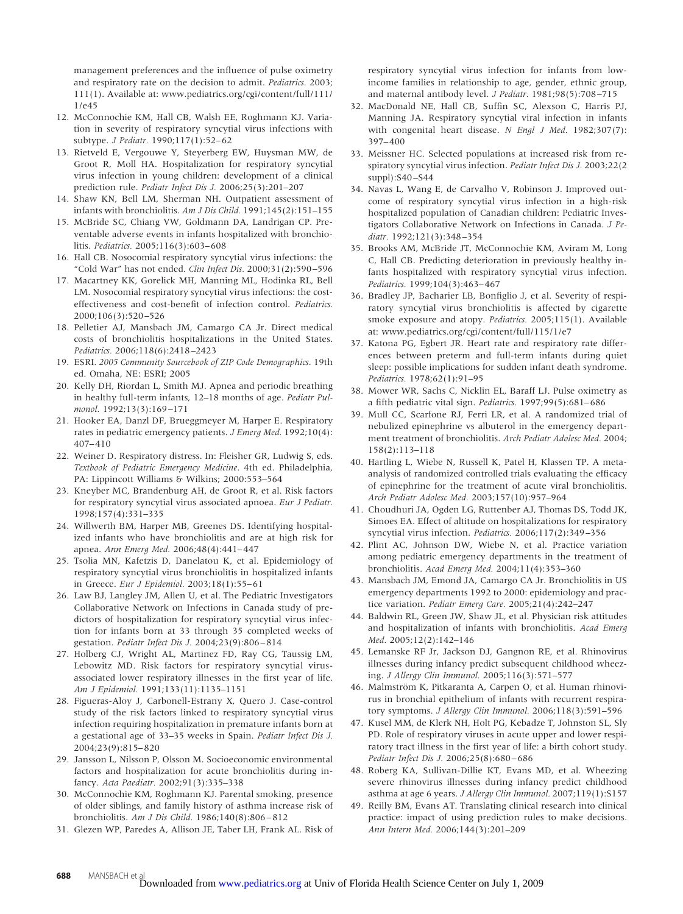management preferences and the influence of pulse oximetry and respiratory rate on the decision to admit. *Pediatrics.* 2003; 111(1). Available at: www.pediatrics.org/cgi/content/full/111/1/e45

12. McConnochie KM, Hall CB, Walsh EE, Roghmann KJ. Variation in severity of respiratory syncytial virus infections with subtype. *J Pediatr.* 1990;117(1):52–62
13. Rietveld E, Vergouwe Y, Steyerberg EW, Huysman MW, de Groot R, Moll HA. Hospitalization for respiratory syncytial virus infection in young children: development of a clinical prediction rule. *Pediatr Infect Dis J.* 2006;25(3):201–207
14. Shaw KN, Bell LM, Sherman NH. Outpatient assessment of infants with bronchiolitis. *Am J Dis Child.* 1991;145(2):151–155
15. McBride SC, Chiang VW, Goldmann DA, Landrigan CP. Preventable adverse events in infants hospitalized with bronchiolitis. *Pediatrics.* 2005;116(3):603–608
16. Hall CB. Nosocomial respiratory syncytial virus infections: the "Cold War" has not ended. *Clin Infect Dis.* 2000;31(2):590–596
17. Macartney KK, Gorelick MH, Manning ML, Hodinka RL, Bell LM. Nosocomial respiratory syncytial virus infections: the cost-effectiveness and cost-benefit of infection control. *Pediatrics.* 2000;106(3):520–526
18. Pelletier AJ, Mansbach JM, Camargo CA Jr. Direct medical costs of bronchiolitis hospitalizations in the United States. *Pediatrics.* 2006;118(6):2418–2423
19. ESRI. *2005 Community Sourcebook of ZIP Code Demographics*. 19th ed. Omaha, NE: ESRI; 2005
20. Kelly DH, Riordan L, Smith MJ. Apnea and periodic breathing in healthy full-term infants, 12–18 months of age. *Pediatr Pulmonol.* 1992;13(3):169–171
21. Hooker EA, Danzl DF, Brueggmeyer M, Harper E. Respiratory rates in pediatric emergency patients. *J Emerg Med.* 1992;10(4): 407–410
22. Weiner D. Respiratory distress. In: Fleisher GR, Ludwig S, eds. *Textbook of Pediatric Emergency Medicine*. 4th ed. Philadelphia, PA: Lippincott Williams & Wilkins; 2000:553–564
23. Kneyber MC, Brandenburg AH, de Groot R, et al. Risk factors for respiratory syncytial virus associated apnoea. *Eur J Pediatr.* 1998;157(4):331–335
24. Willwerth BM, Harper MB, Greenes DS. Identifying hospitalized infants who have bronchiolitis and are at high risk for apnea. *Ann Emerg Med.* 2006;48(4):441–447
25. Tsolia MN, Kafetzis D, Danelatou K, et al. Epidemiology of respiratory syncytial virus bronchiolitis in hospitalized infants in Greece. *Eur J Epidemiol.* 2003;18(1):55–61
26. Law BJ, Langley JM, Allen U, et al. The Pediatric Investigators Collaborative Network on Infections in Canada study of predictors of hospitalization for respiratory syncytial virus infection for infants born at 33 through 35 completed weeks of gestation. *Pediatr Infect Dis J.* 2004;23(9):806–814
27. Holberg CJ, Wright AL, Martinez FD, Ray CG, Taussig LM, Lebowitz MD. Risk factors for respiratory syncytial virus-associated lower respiratory illnesses in the first year of life. *Am J Epidemiol.* 1991;133(11):1135–1151
28. Figueras-Aloy J, Carbonell-Estrany X, Quero J. Case-control study of the risk factors linked to respiratory syncytial virus infection requiring hospitalization in premature infants born at a gestational age of 33–35 weeks in Spain. *Pediatr Infect Dis J.* 2004;23(9):815–820
29. Jansson L, Nilsson P, Olsson M. Socioeconomic environmental factors and hospitalization for acute bronchiolitis during infancy. *Acta Paediatr.* 2002;91(3):335–338
30. McConnochie KM, Roghmann KJ. Parental smoking, presence of older siblings, and family history of asthma increase risk of bronchiolitis. *Am J Dis Child.* 1986;140(8):806–812
31. Glezen WP, Paredes A, Allison JE, Taber LH, Frank AL. Risk of respiratory syncytial virus infection for infants from low-income families in relationship to age, gender, ethnic group, and maternal antibody level. *J Pediatr.* 1981;98(5):708–715
32. MacDonald NE, Hall CB, Suffin SC, Alexson C, Harris PJ, Manning JA. Respiratory syncytial viral infection in infants with congenital heart disease. *N Engl J Med.* 1982;307(7): 397–400
33. Meissner HC. Selected populations at increased risk from respiratory syncytial virus infection. *Pediatr Infect Dis J.* 2003;22(2 suppl):S40–S44
34. Navas L, Wang E, de Carvalho V, Robinson J. Improved outcome of respiratory syncytial virus infection in a high-risk hospitalized population of Canadian children: Pediatric Investigators Collaborative Network on Infections in Canada. *J Pediatr.* 1992;121(3):348–354
35. Brooks AM, McBride JT, McConnochie KM, Aviram M, Long C, Hall CB. Predicting deterioration in previously healthy infants hospitalized with respiratory syncytial virus infection. *Pediatrics.* 1999;104(3):463–467
36. Bradley JP, Bacharier LB, Bonfiglio J, et al. Severity of respiratory syncytial virus bronchiolitis is affected by cigarette smoke exposure and atopy. *Pediatrics.* 2005;115(1). Available at: www.pediatrics.org/cgi/content/full/115/1/e7
37. Katona PG, Egbert JR. Heart rate and respiratory rate differences between preterm and full-term infants during quiet sleep: possible implications for sudden infant death syndrome. *Pediatrics.* 1978;62(1):91–95
38. Mower WR, Sachs C, Nicklin EL, Baraff LJ. Pulse oximetry as a fifth pediatric vital sign. *Pediatrics.* 1997;99(5):681–686
39. Mull CC, Scarfone RJ, Ferri LR, et al. A randomized trial of nebulized epinephrine vs albuterol in the emergency department treatment of bronchiolitis. *Arch Pediatr Adolesc Med.* 2004; 158(2):113–118
40. Hartling L, Wiebe N, Russell K, Patel H, Klassen TP. A meta-analysis of randomized controlled trials evaluating the efficacy of epinephrine for the treatment of acute viral bronchiolitis. *Arch Pediatr Adolesc Med.* 2003;157(10):957–964
41. Choudhuri JA, Ogden LG, Ruttenber AJ, Thomas DS, Todd JK, Simoes EA. Effect of altitude on hospitalizations for respiratory syncytial virus infection. *Pediatrics.* 2006;117(2):349–356
42. Plint AC, Johnson DW, Wiebe N, et al. Practice variation among pediatric emergency departments in the treatment of bronchiolitis. *Acad Emerg Med.* 2004;11(4):353–360
43. Mansbach JM, Emond JA, Camargo CA Jr. Bronchiolitis in US emergency departments 1992 to 2000: epidemiology and practice variation. *Pediatr Emerg Care.* 2005;21(4):242–247
44. Baldwin RL, Green JW, Shaw JL, et al. Physician risk attitudes and hospitalization of infants with bronchiolitis. *Acad Emerg Med.* 2005;12(2):142–146
45. Lemanske RF Jr, Jackson DJ, Gangnon RE, et al. Rhinovirus illnesses during infancy predict subsequent childhood wheezing. *J Allergy Clin Immunol.* 2005;116(3):571–577
46. Malmström K, Pitkaranta A, Carpen O, et al. Human rhinovirus in bronchial epithelium of infants with recurrent respiratory symptoms. *J Allergy Clin Immunol.* 2006;118(3):591–596
47. Kusel MM, de Klerk NH, Holt PG, Kebadze T, Johnston SL, Sly PD. Role of respiratory viruses in acute upper and lower respiratory tract illness in the first year of life: a birth cohort study. *Pediatr Infect Dis J.* 2006;25(8):680–686
48. Roberg KA, Sullivan-Dillie KT, Evans MD, et al. Wheezing severe rhinovirus illnesses during infancy predict childhood asthma at age 6 years. *J Allergy Clin Immunol.* 2007;119(1):S157
49. Reilly BM, Evans AT. Translating clinical research into clinical practice: impact of using prediction rules to make decisions. *Ann Intern Med.* 2006;144(3):201–209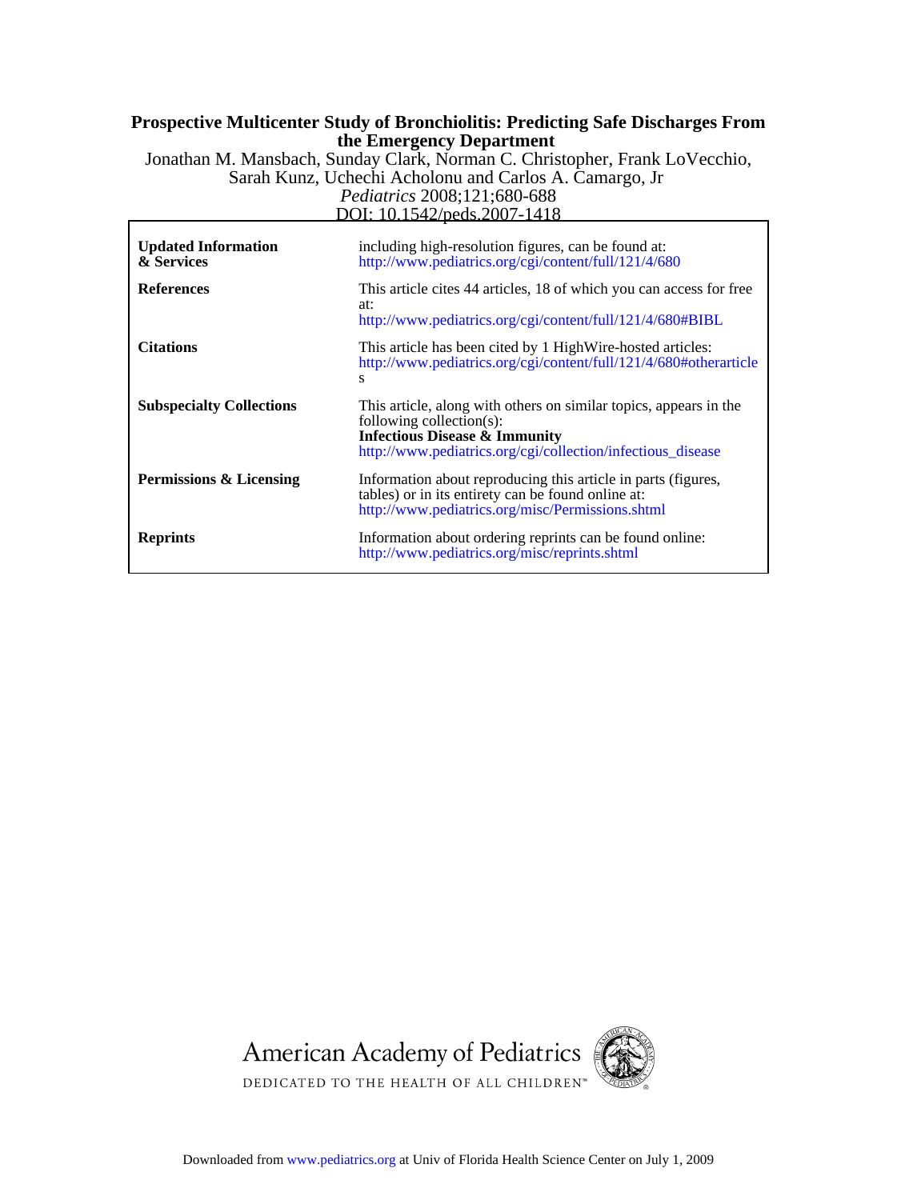**Prospective Multicenter Study of Bronchiolitis: Predicting Safe Discharges From the Emergency Department**

Jonathan M. Mansbach, Sunday Clark, Norman C. Christopher, Frank LoVecchio, Sarah Kunz, Uchechi Acholonu and Carlos A. Camargo, Jr

*Pediatrics* 2008;121;680-688

DOI: 10.1542/peds.2007-1418

| | |
|---|---|
| **Updated Information & Services** | including high-resolution figures, can be found at: http://www.pediatrics.org/cgi/content/full/121/4/680 |
| **References** | This article cites 44 articles, 18 of which you can access for free at: http://www.pediatrics.org/cgi/content/full/121/4/680#BIBL |
| **Citations** | This article has been cited by 1 HighWire-hosted articles: http://www.pediatrics.org/cgi/content/full/121/4/680#otherarticles |
| **Subspecialty Collections** | This article, along with others on similar topics, appears in the following collection(s): **Infectious Disease & Immunity** http://www.pediatrics.org/cgi/collection/infectious_disease |
| **Permissions & Licensing** | Information about reproducing this article in parts (figures, tables) or in its entirety can be found online at: http://www.pediatrics.org/misc/Permissions.shtml |
| **Reprints** | Information about ordering reprints can be found online: http://www.pediatrics.org/misc/reprints.shtml |

American Academy of Pediatrics

DEDICATED TO THE HEALTH OF ALL CHILDREN™

Downloaded from www.pediatrics.org at Univ of Florida Health Science Center on July 1, 2009